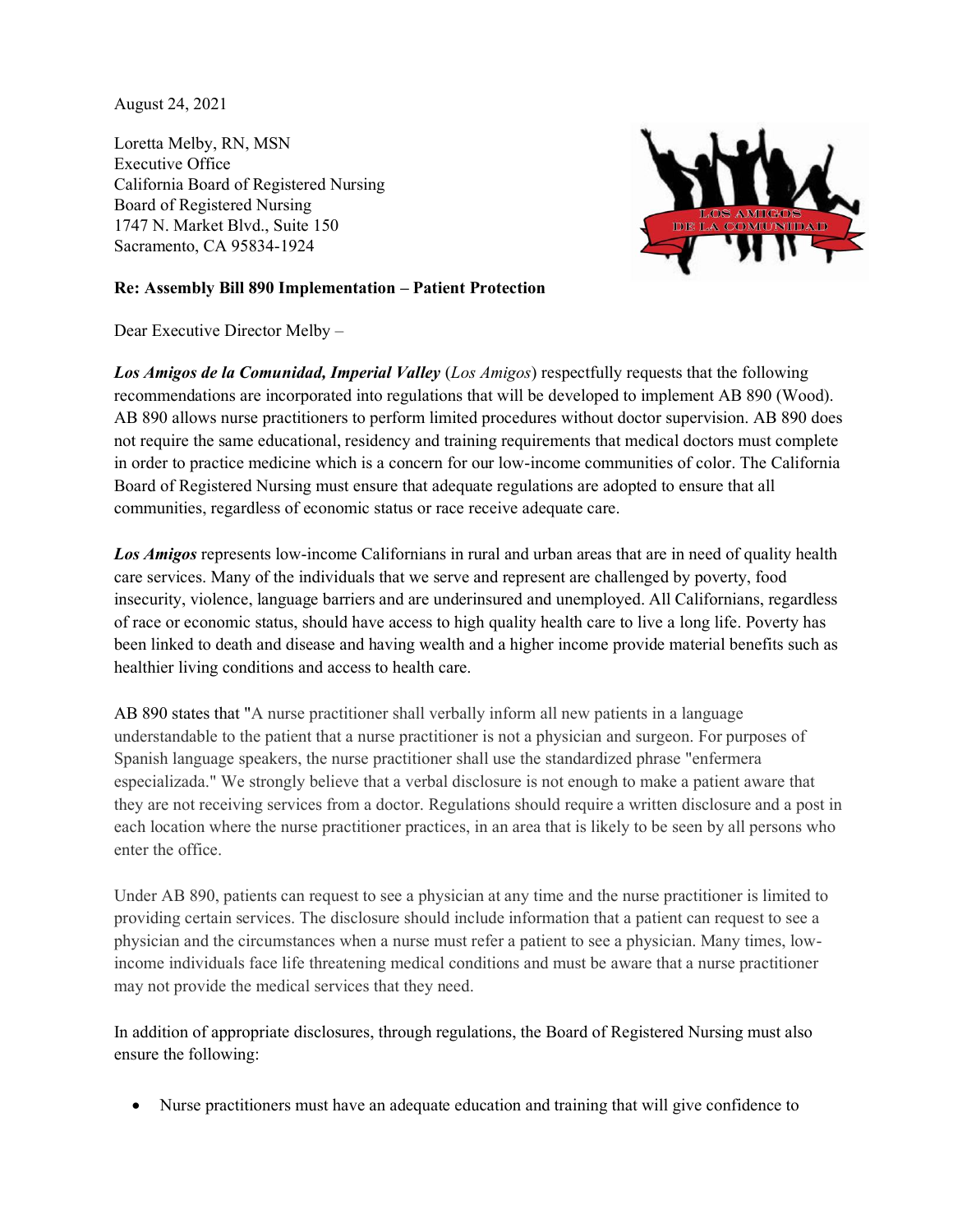August 24, 2021

Loretta Melby, RN, MSN
Executive Office
California Board of Registered Nursing
Board of Registered Nursing
1747 N. Market Blvd., Suite 150
Sacramento, CA 95834-1924

**Re: Assembly Bill 890 Implementation – Patient Protection**

Dear Executive Director Melby –

***Los Amigos de la Comunidad, Imperial Valley*** (*Los Amigos*) respectfully requests that the following recommendations are incorporated into regulations that will be developed to implement AB 890 (Wood). AB 890 allows nurse practitioners to perform limited procedures without doctor supervision. AB 890 does not require the same educational, residency and training requirements that medical doctors must complete in order to practice medicine which is a concern for our low-income communities of color. The California Board of Registered Nursing must ensure that adequate regulations are adopted to ensure that all communities, regardless of economic status or race receive adequate care.

***Los Amigos*** represents low-income Californians in rural and urban areas that are in need of quality health care services. Many of the individuals that we serve and represent are challenged by poverty, food insecurity, violence, language barriers and are underinsured and unemployed. All Californians, regardless of race or economic status, should have access to high quality health care to live a long life. Poverty has been linked to death and disease and having wealth and a higher income provide material benefits such as healthier living conditions and access to health care.

AB 890 states that "A nurse practitioner shall verbally inform all new patients in a language understandable to the patient that a nurse practitioner is not a physician and surgeon. For purposes of Spanish language speakers, the nurse practitioner shall use the standardized phrase "enfermera especializada." We strongly believe that a verbal disclosure is not enough to make a patient aware that they are not receiving services from a doctor. Regulations should require a written disclosure and a post in each location where the nurse practitioner practices, in an area that is likely to be seen by all persons who enter the office.

Under AB 890, patients can request to see a physician at any time and the nurse practitioner is limited to providing certain services. The disclosure should include information that a patient can request to see a physician and the circumstances when a nurse must refer a patient to see a physician. Many times, low-income individuals face life threatening medical conditions and must be aware that a nurse practitioner may not provide the medical services that they need.

In addition of appropriate disclosures, through regulations, the Board of Registered Nursing must also ensure the following:

- Nurse practitioners must have an adequate education and training that will give confidence to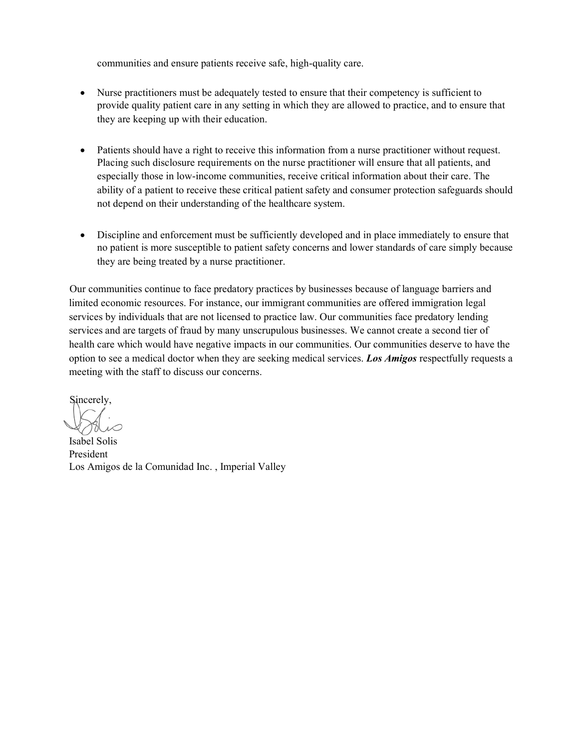communities and ensure patients receive safe, high-quality care.

- Nurse practitioners must be adequately tested to ensure that their competency is sufficient to provide quality patient care in any setting in which they are allowed to practice, and to ensure that they are keeping up with their education.

- Patients should have a right to receive this information from a nurse practitioner without request. Placing such disclosure requirements on the nurse practitioner will ensure that all patients, and especially those in low-income communities, receive critical information about their care. The ability of a patient to receive these critical patient safety and consumer protection safeguards should not depend on their understanding of the healthcare system.

- Discipline and enforcement must be sufficiently developed and in place immediately to ensure that no patient is more susceptible to patient safety concerns and lower standards of care simply because they are being treated by a nurse practitioner.

Our communities continue to face predatory practices by businesses because of language barriers and limited economic resources. For instance, our immigrant communities are offered immigration legal services by individuals that are not licensed to practice law. Our communities face predatory lending services and are targets of fraud by many unscrupulous businesses. We cannot create a second tier of health care which would have negative impacts in our communities. Our communities deserve to have the option to see a medical doctor when they are seeking medical services. ***Los Amigos*** respectfully requests a meeting with the staff to discuss our concerns.

Sincerely,

Isabel Solis
President
Los Amigos de la Comunidad Inc. , Imperial Valley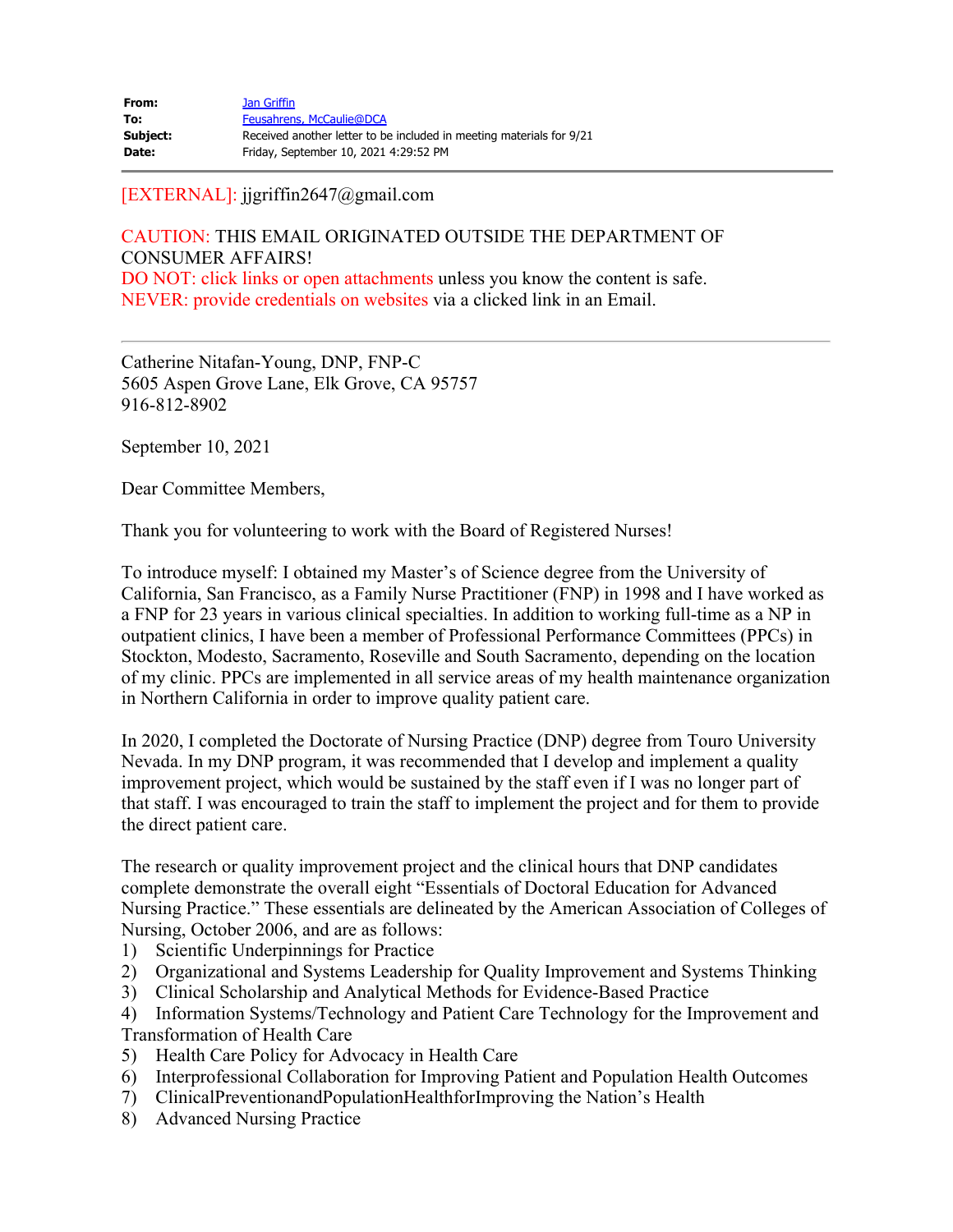| | |
|---|---|
| **From:** | Jan Griffin |
| **To:** | Feusahrens, McCaulie@DCA |
| **Subject:** | Received another letter to be included in meeting materials for 9/21 |
| **Date:** | Friday, September 10, 2021 4:29:52 PM |

---

[EXTERNAL]: jjgriffin2647@gmail.com

CAUTION: THIS EMAIL ORIGINATED OUTSIDE THE DEPARTMENT OF CONSUMER AFFAIRS!
DO NOT: click links or open attachments unless you know the content is safe.
NEVER: provide credentials on websites via a clicked link in an Email.

---

Catherine Nitafan-Young, DNP, FNP-C
5605 Aspen Grove Lane, Elk Grove, CA 95757
916-812-8902

September 10, 2021

Dear Committee Members,

Thank you for volunteering to work with the Board of Registered Nurses!

To introduce myself: I obtained my Master's of Science degree from the University of California, San Francisco, as a Family Nurse Practitioner (FNP) in 1998 and I have worked as a FNP for 23 years in various clinical specialties. In addition to working full-time as a NP in outpatient clinics, I have been a member of Professional Performance Committees (PPCs) in Stockton, Modesto, Sacramento, Roseville and South Sacramento, depending on the location of my clinic. PPCs are implemented in all service areas of my health maintenance organization in Northern California in order to improve quality patient care.

In 2020, I completed the Doctorate of Nursing Practice (DNP) degree from Touro University Nevada. In my DNP program, it was recommended that I develop and implement a quality improvement project, which would be sustained by the staff even if I was no longer part of that staff. I was encouraged to train the staff to implement the project and for them to provide the direct patient care.

The research or quality improvement project and the clinical hours that DNP candidates complete demonstrate the overall eight "Essentials of Doctoral Education for Advanced Nursing Practice." These essentials are delineated by the American Association of Colleges of Nursing, October 2006, and are as follows:

1) Scientific Underpinnings for Practice
2) Organizational and Systems Leadership for Quality Improvement and Systems Thinking
3) Clinical Scholarship and Analytical Methods for Evidence-Based Practice
4) Information Systems/Technology and Patient Care Technology for the Improvement and Transformation of Health Care
5) Health Care Policy for Advocacy in Health Care
6) Interprofessional Collaboration for Improving Patient and Population Health Outcomes
7) ClinicalPreventionandPopulationHealthforImproving the Nation's Health
8) Advanced Nursing Practice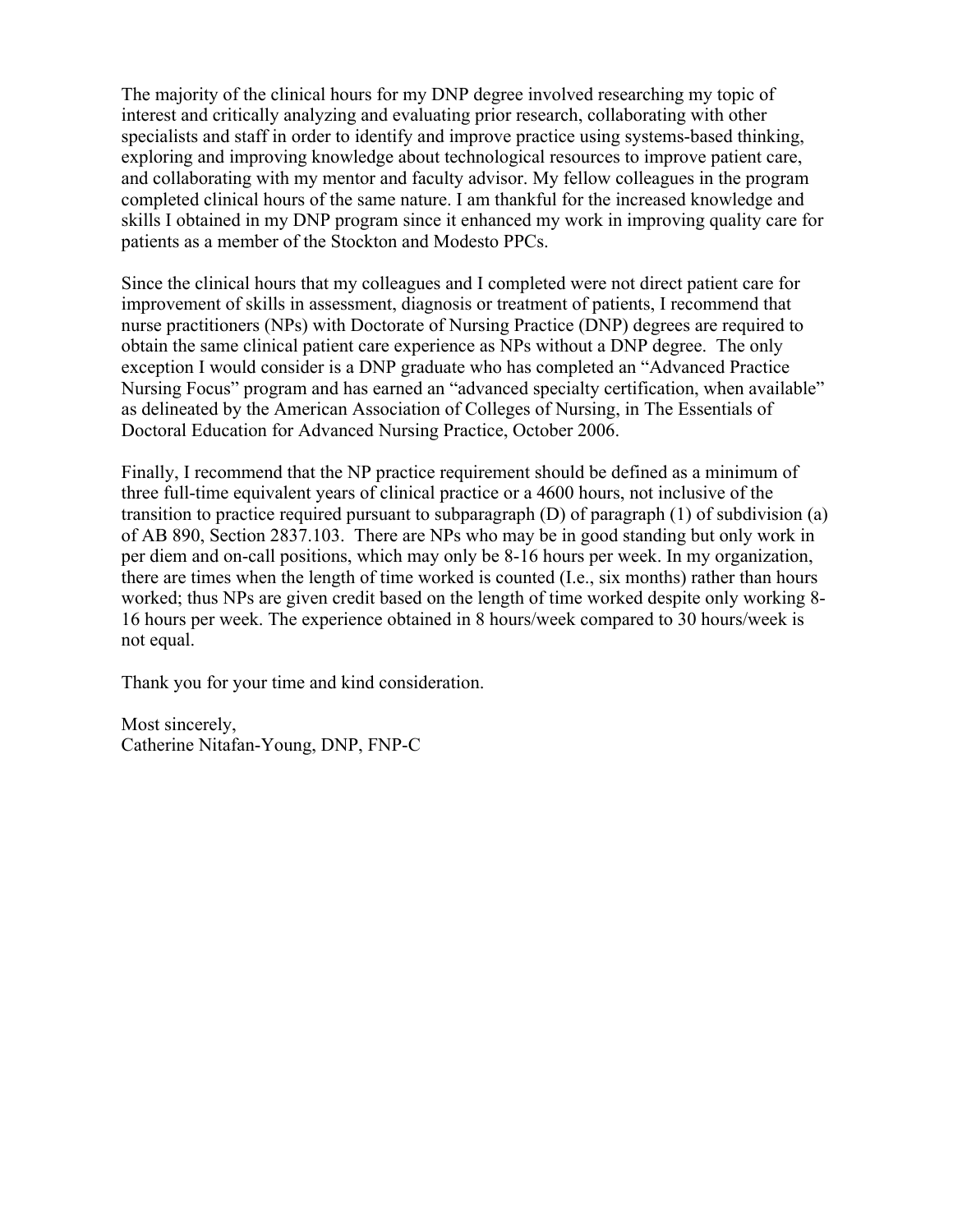The majority of the clinical hours for my DNP degree involved researching my topic of interest and critically analyzing and evaluating prior research, collaborating with other specialists and staff in order to identify and improve practice using systems-based thinking, exploring and improving knowledge about technological resources to improve patient care, and collaborating with my mentor and faculty advisor. My fellow colleagues in the program completed clinical hours of the same nature. I am thankful for the increased knowledge and skills I obtained in my DNP program since it enhanced my work in improving quality care for patients as a member of the Stockton and Modesto PPCs.

Since the clinical hours that my colleagues and I completed were not direct patient care for improvement of skills in assessment, diagnosis or treatment of patients, I recommend that nurse practitioners (NPs) with Doctorate of Nursing Practice (DNP) degrees are required to obtain the same clinical patient care experience as NPs without a DNP degree. The only exception I would consider is a DNP graduate who has completed an "Advanced Practice Nursing Focus" program and has earned an "advanced specialty certification, when available" as delineated by the American Association of Colleges of Nursing, in The Essentials of Doctoral Education for Advanced Nursing Practice, October 2006.

Finally, I recommend that the NP practice requirement should be defined as a minimum of three full-time equivalent years of clinical practice or a 4600 hours, not inclusive of the transition to practice required pursuant to subparagraph (D) of paragraph (1) of subdivision (a) of AB 890, Section 2837.103. There are NPs who may be in good standing but only work in per diem and on-call positions, which may only be 8-16 hours per week. In my organization, there are times when the length of time worked is counted (I.e., six months) rather than hours worked; thus NPs are given credit based on the length of time worked despite only working 8-16 hours per week. The experience obtained in 8 hours/week compared to 30 hours/week is not equal.

Thank you for your time and kind consideration.

Most sincerely,
Catherine Nitafan-Young, DNP, FNP-C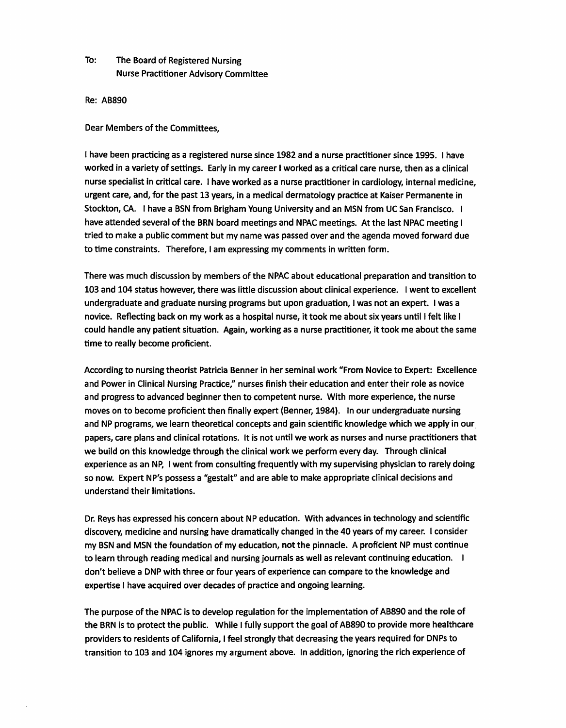To: The Board of Registered Nursing
Nurse Practitioner Advisory Committee

Re: AB890

Dear Members of the Committees,

I have been practicing as a registered nurse since 1982 and a nurse practitioner since 1995. I have worked in a variety of settings. Early in my career I worked as a critical care nurse, then as a clinical nurse specialist in critical care. I have worked as a nurse practitioner in cardiology, internal medicine, urgent care, and, for the past 13 years, in a medical dermatology practice at Kaiser Permanente in Stockton, CA. I have a BSN from Brigham Young University and an MSN from UC San Francisco. I have attended several of the BRN board meetings and NPAC meetings. At the last NPAC meeting I tried to make a public comment but my name was passed over and the agenda moved forward due to time constraints. Therefore, I am expressing my comments in written form.

There was much discussion by members of the NPAC about educational preparation and transition to 103 and 104 status however, there was little discussion about clinical experience. I went to excellent undergraduate and graduate nursing programs but upon graduation, I was not an expert. I was a novice. Reflecting back on my work as a hospital nurse, it took me about six years until I felt like I could handle any patient situation. Again, working as a nurse practitioner, it took me about the same time to really become proficient.

According to nursing theorist Patricia Benner in her seminal work "From Novice to Expert: Excellence and Power in Clinical Nursing Practice," nurses finish their education and enter their role as novice and progress to advanced beginner then to competent nurse. With more experience, the nurse moves on to become proficient then finally expert (Benner, 1984). In our undergraduate nursing and NP programs, we learn theoretical concepts and gain scientific knowledge which we apply in our papers, care plans and clinical rotations. It is not until we work as nurses and nurse practitioners that we build on this knowledge through the clinical work we perform every day. Through clinical experience as an NP, I went from consulting frequently with my supervising physician to rarely doing so now. Expert NP's possess a "gestalt" and are able to make appropriate clinical decisions and understand their limitations.

Dr. Reys has expressed his concern about NP education. With advances in technology and scientific discovery, medicine and nursing have dramatically changed in the 40 years of my career. I consider my BSN and MSN the foundation of my education, not the pinnacle. A proficient NP must continue to learn through reading medical and nursing journals as well as relevant continuing education. I don't believe a DNP with three or four years of experience can compare to the knowledge and expertise I have acquired over decades of practice and ongoing learning.

The purpose of the NPAC is to develop regulation for the implementation of AB890 and the role of the BRN is to protect the public. While I fully support the goal of AB890 to provide more healthcare providers to residents of California, I feel strongly that decreasing the years required for DNPs to transition to 103 and 104 ignores my argument above. In addition, ignoring the rich experience of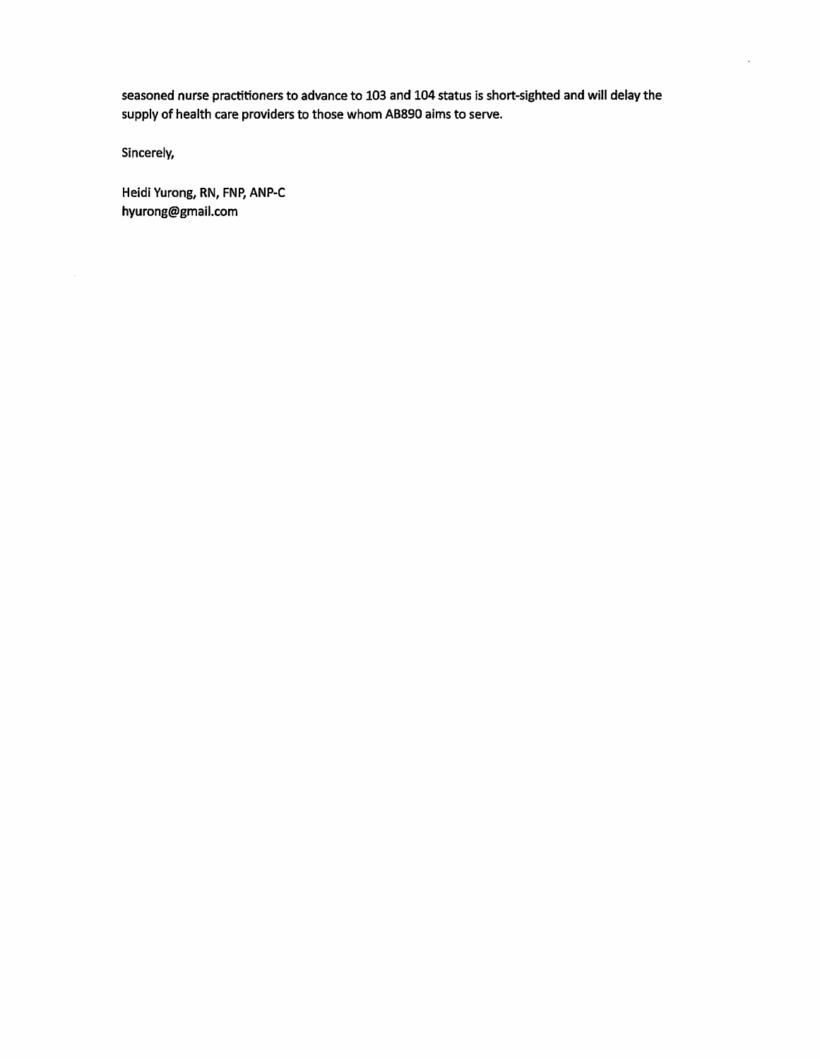seasoned nurse practitioners to advance to 103 and 104 status is short-sighted and will delay the supply of health care providers to those whom AB890 aims to serve.

Sincerely,

Heidi Yurong, RN, FNP, ANP-C
hyurong@gmail.com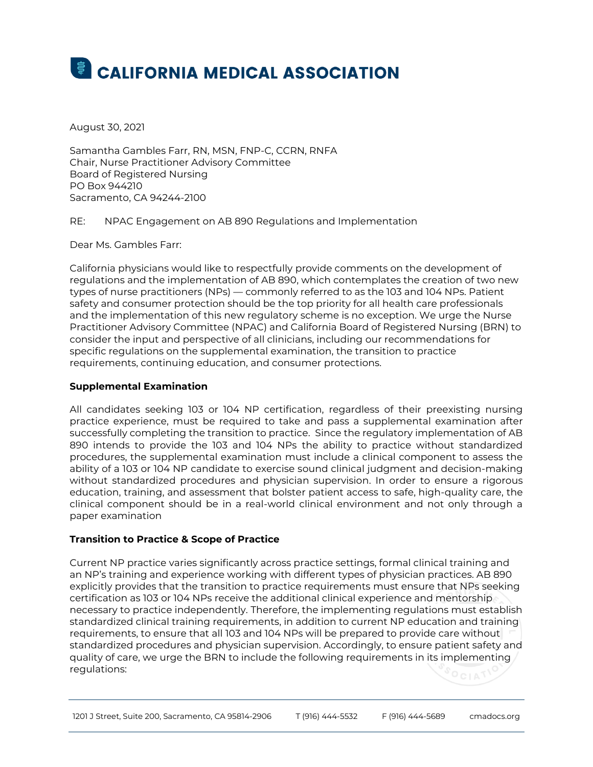# CALIFORNIA MEDICAL ASSOCIATION

August 30, 2021

Samantha Gambles Farr, RN, MSN, FNP-C, CCRN, RNFA
Chair, Nurse Practitioner Advisory Committee
Board of Registered Nursing
PO Box 944210
Sacramento, CA 94244-2100

RE: NPAC Engagement on AB 890 Regulations and Implementation

Dear Ms. Gambles Farr:

California physicians would like to respectfully provide comments on the development of regulations and the implementation of AB 890, which contemplates the creation of two new types of nurse practitioners (NPs) — commonly referred to as the 103 and 104 NPs. Patient safety and consumer protection should be the top priority for all health care professionals and the implementation of this new regulatory scheme is no exception. We urge the Nurse Practitioner Advisory Committee (NPAC) and California Board of Registered Nursing (BRN) to consider the input and perspective of all clinicians, including our recommendations for specific regulations on the supplemental examination, the transition to practice requirements, continuing education, and consumer protections.

**Supplemental Examination**

All candidates seeking 103 or 104 NP certification, regardless of their preexisting nursing practice experience, must be required to take and pass a supplemental examination after successfully completing the transition to practice. Since the regulatory implementation of AB 890 intends to provide the 103 and 104 NPs the ability to practice without standardized procedures, the supplemental examination must include a clinical component to assess the ability of a 103 or 104 NP candidate to exercise sound clinical judgment and decision-making without standardized procedures and physician supervision. In order to ensure a rigorous education, training, and assessment that bolster patient access to safe, high-quality care, the clinical component should be in a real-world clinical environment and not only through a paper examination

**Transition to Practice & Scope of Practice**

Current NP practice varies significantly across practice settings, formal clinical training and an NP's training and experience working with different types of physician practices. AB 890 explicitly provides that the transition to practice requirements must ensure that NPs seeking certification as 103 or 104 NPs receive the additional clinical experience and mentorship necessary to practice independently. Therefore, the implementing regulations must establish standardized clinical training requirements, in addition to current NP education and training requirements, to ensure that all 103 and 104 NPs will be prepared to provide care without standardized procedures and physician supervision. Accordingly, to ensure patient safety and quality of care, we urge the BRN to include the following requirements in its implementing regulations: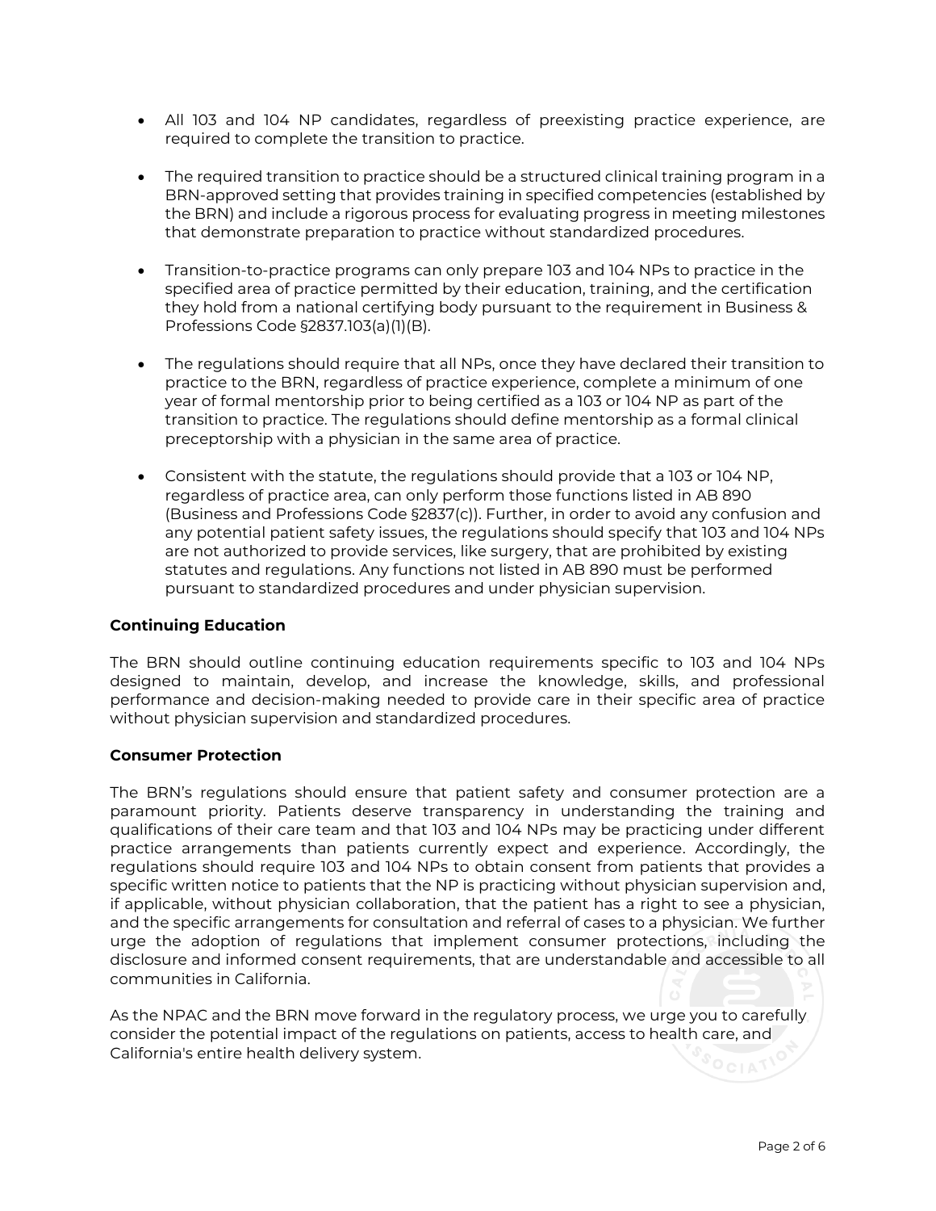- All 103 and 104 NP candidates, regardless of preexisting practice experience, are required to complete the transition to practice.

- The required transition to practice should be a structured clinical training program in a BRN-approved setting that provides training in specified competencies (established by the BRN) and include a rigorous process for evaluating progress in meeting milestones that demonstrate preparation to practice without standardized procedures.

- Transition-to-practice programs can only prepare 103 and 104 NPs to practice in the specified area of practice permitted by their education, training, and the certification they hold from a national certifying body pursuant to the requirement in Business & Professions Code §2837.103(a)(1)(B).

- The regulations should require that all NPs, once they have declared their transition to practice to the BRN, regardless of practice experience, complete a minimum of one year of formal mentorship prior to being certified as a 103 or 104 NP as part of the transition to practice. The regulations should define mentorship as a formal clinical preceptorship with a physician in the same area of practice.

- Consistent with the statute, the regulations should provide that a 103 or 104 NP, regardless of practice area, can only perform those functions listed in AB 890 (Business and Professions Code §2837(c)). Further, in order to avoid any confusion and any potential patient safety issues, the regulations should specify that 103 and 104 NPs are not authorized to provide services, like surgery, that are prohibited by existing statutes and regulations. Any functions not listed in AB 890 must be performed pursuant to standardized procedures and under physician supervision.

**Continuing Education**

The BRN should outline continuing education requirements specific to 103 and 104 NPs designed to maintain, develop, and increase the knowledge, skills, and professional performance and decision-making needed to provide care in their specific area of practice without physician supervision and standardized procedures.

**Consumer Protection**

The BRN's regulations should ensure that patient safety and consumer protection are a paramount priority. Patients deserve transparency in understanding the training and qualifications of their care team and that 103 and 104 NPs may be practicing under different practice arrangements than patients currently expect and experience. Accordingly, the regulations should require 103 and 104 NPs to obtain consent from patients that provides a specific written notice to patients that the NP is practicing without physician supervision and, if applicable, without physician collaboration, that the patient has a right to see a physician, and the specific arrangements for consultation and referral of cases to a physician. We further urge the adoption of regulations that implement consumer protections, including the disclosure and informed consent requirements, that are understandable and accessible to all communities in California.

As the NPAC and the BRN move forward in the regulatory process, we urge you to carefully consider the potential impact of the regulations on patients, access to health care, and California's entire health delivery system.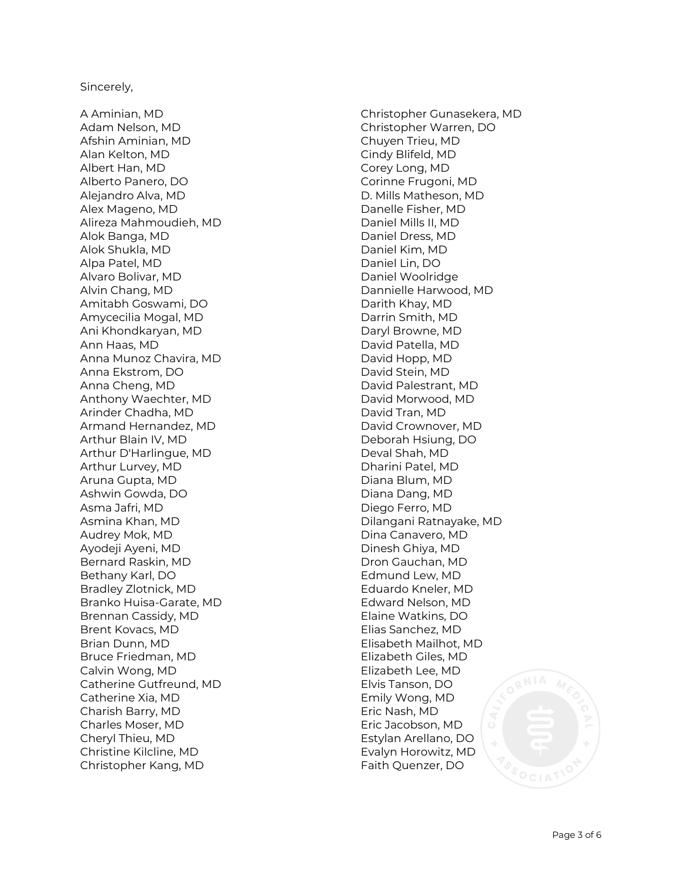Sincerely,

A Aminian, MD
Adam Nelson, MD
Afshin Aminian, MD
Alan Kelton, MD
Albert Han, MD
Alberto Panero, DO
Alejandro Alva, MD
Alex Mageno, MD
Alireza Mahmoudieh, MD
Alok Banga, MD
Alok Shukla, MD
Alpa Patel, MD
Alvaro Bolivar, MD
Alvin Chang, MD
Amitabh Goswami, DO
Amycecilia Mogal, MD
Ani Khondkaryan, MD
Ann Haas, MD
Anna Munoz Chavira, MD
Anna Ekstrom, DO
Anna Cheng, MD
Anthony Waechter, MD
Arinder Chadha, MD
Armand Hernandez, MD
Arthur Blain IV, MD
Arthur D'Harlingue, MD
Arthur Lurvey, MD
Aruna Gupta, MD
Ashwin Gowda, DO
Asma Jafri, MD
Asmina Khan, MD
Audrey Mok, MD
Ayodeji Ayeni, MD
Bernard Raskin, MD
Bethany Karl, DO
Bradley Zlotnick, MD
Branko Huisa-Garate, MD
Brennan Cassidy, MD
Brent Kovacs, MD
Brian Dunn, MD
Bruce Friedman, MD
Calvin Wong, MD
Catherine Gutfreund, MD
Catherine Xia, MD
Charish Barry, MD
Charles Moser, MD
Cheryl Thieu, MD
Christine Kilcline, MD
Christopher Kang, MD
Christopher Gunasekera, MD
Christopher Warren, DO
Chuyen Trieu, MD
Cindy Blifeld, MD
Corey Long, MD
Corinne Frugoni, MD
D. Mills Matheson, MD
Danelle Fisher, MD
Daniel Mills II, MD
Daniel Dress, MD
Daniel Kim, MD
Daniel Lin, DO
Daniel Woolridge
Dannielle Harwood, MD
Darith Khay, MD
Darrin Smith, MD
Daryl Browne, MD
David Patella, MD
David Hopp, MD
David Stein, MD
David Palestrant, MD
David Morwood, MD
David Tran, MD
David Crownover, MD
Deborah Hsiung, DO
Deval Shah, MD
Dharini Patel, MD
Diana Blum, MD
Diana Dang, MD
Diego Ferro, MD
Dilangani Ratnayake, MD
Dina Canavero, MD
Dinesh Ghiya, MD
Dron Gauchan, MD
Edmund Lew, MD
Eduardo Kneler, MD
Edward Nelson, MD
Elaine Watkins, DO
Elias Sanchez, MD
Elisabeth Mailhot, MD
Elizabeth Giles, MD
Elizabeth Lee, MD
Elvis Tanson, DO
Emily Wong, MD
Eric Nash, MD
Eric Jacobson, MD
Estylan Arellano, DO
Evalyn Horowitz, MD
Faith Quenzer, DO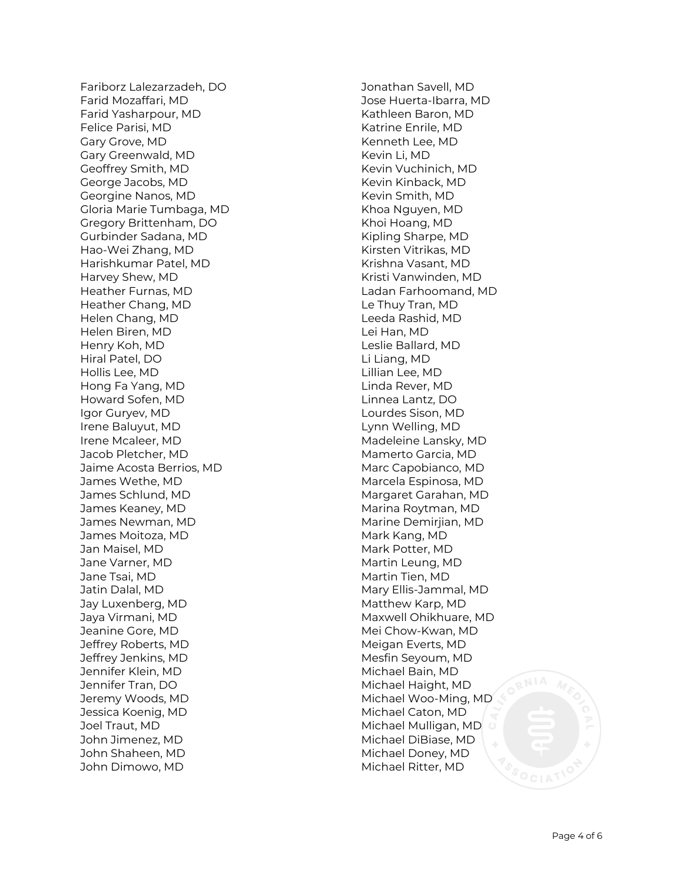Fariborz Lalezarzadeh, DO
Farid Mozaffari, MD
Farid Yasharpour, MD
Felice Parisi, MD
Gary Grove, MD
Gary Greenwald, MD
Geoffrey Smith, MD
George Jacobs, MD
Georgine Nanos, MD
Gloria Marie Tumbaga, MD
Gregory Brittenham, DO
Gurbinder Sadana, MD
Hao-Wei Zhang, MD
Harishkumar Patel, MD
Harvey Shew, MD
Heather Furnas, MD
Heather Chang, MD
Helen Chang, MD
Helen Biren, MD
Henry Koh, MD
Hiral Patel, DO
Hollis Lee, MD
Hong Fa Yang, MD
Howard Sofen, MD
Igor Guryev, MD
Irene Baluyut, MD
Irene Mcaleer, MD
Jacob Pletcher, MD
Jaime Acosta Berrios, MD
James Wethe, MD
James Schlund, MD
James Keaney, MD
James Newman, MD
James Moitoza, MD
Jan Maisel, MD
Jane Varner, MD
Jane Tsai, MD
Jatin Dalal, MD
Jay Luxenberg, MD
Jaya Virmani, MD
Jeanine Gore, MD
Jeffrey Roberts, MD
Jeffrey Jenkins, MD
Jennifer Klein, MD
Jennifer Tran, DO
Jeremy Woods, MD
Jessica Koenig, MD
Joel Traut, MD
John Jimenez, MD
John Shaheen, MD
John Dimowo, MD
Jonathan Savell, MD
Jose Huerta-Ibarra, MD
Kathleen Baron, MD
Katrine Enrile, MD
Kenneth Lee, MD
Kevin Li, MD
Kevin Vuchinich, MD
Kevin Kinback, MD
Kevin Smith, MD
Khoa Nguyen, MD
Khoi Hoang, MD
Kipling Sharpe, MD
Kirsten Vitrikas, MD
Krishna Vasant, MD
Kristi Vanwinden, MD
Ladan Farhoomand, MD
Le Thuy Tran, MD
Leeda Rashid, MD
Lei Han, MD
Leslie Ballard, MD
Li Liang, MD
Lillian Lee, MD
Linda Rever, MD
Linnea Lantz, DO
Lourdes Sison, MD
Lynn Welling, MD
Madeleine Lansky, MD
Mamerto Garcia, MD
Marc Capobianco, MD
Marcela Espinosa, MD
Margaret Garahan, MD
Marina Roytman, MD
Marine Demirjian, MD
Mark Kang, MD
Mark Potter, MD
Martin Leung, MD
Martin Tien, MD
Mary Ellis-Jammal, MD
Matthew Karp, MD
Maxwell Ohikhuare, MD
Mei Chow-Kwan, MD
Meigan Everts, MD
Mesfin Seyoum, MD
Michael Bain, MD
Michael Haight, MD
Michael Woo-Ming, MD
Michael Caton, MD
Michael Mulligan, MD
Michael DiBiase, MD
Michael Doney, MD
Michael Ritter, MD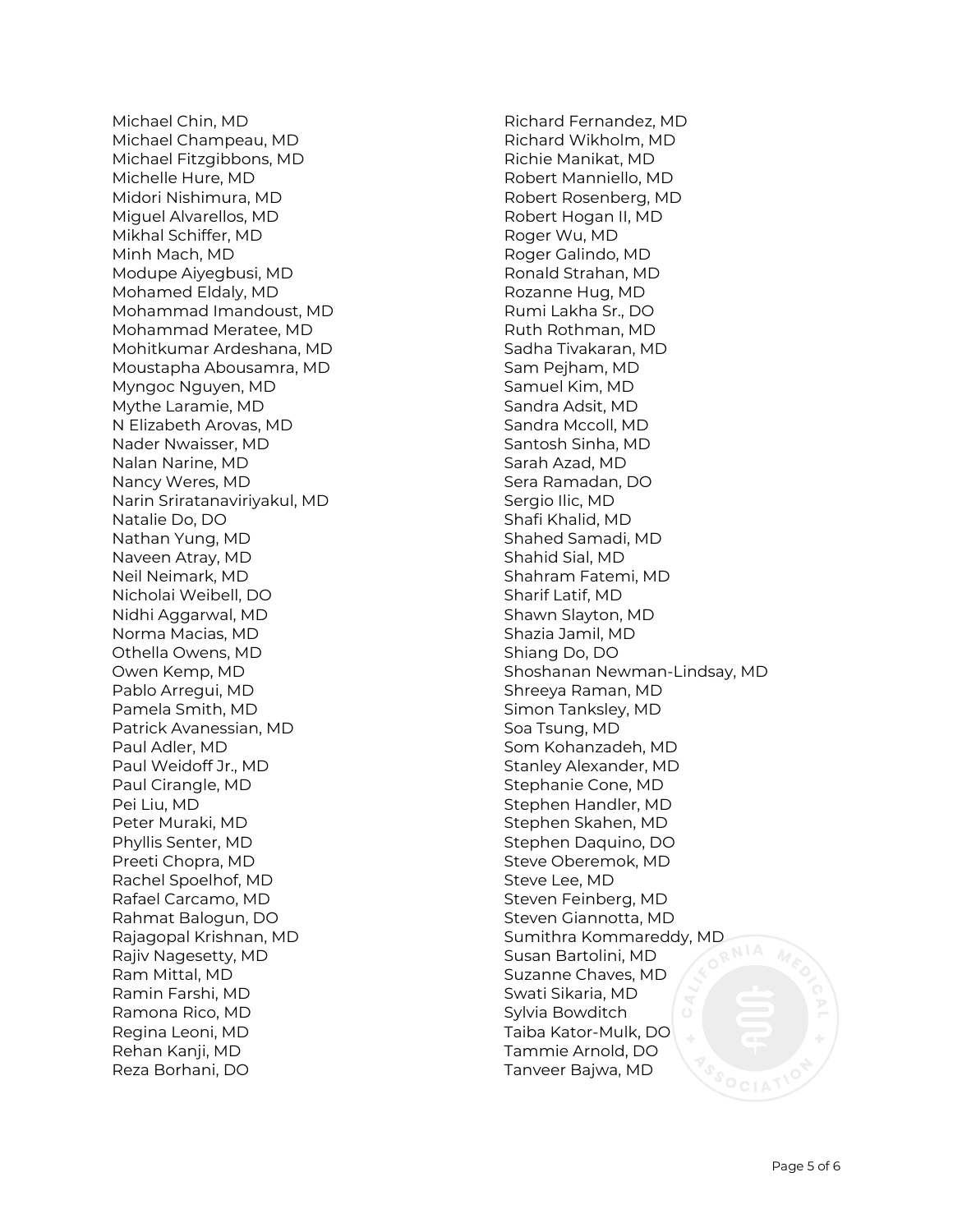Michael Chin, MD
Michael Champeau, MD
Michael Fitzgibbons, MD
Michelle Hure, MD
Midori Nishimura, MD
Miguel Alvarellos, MD
Mikhal Schiffer, MD
Minh Mach, MD
Modupe Aiyegbusi, MD
Mohamed Eldaly, MD
Mohammad Imandoust, MD
Mohammad Meratee, MD
Mohitkumar Ardeshana, MD
Moustapha Abousamra, MD
Myngoc Nguyen, MD
Mythe Laramie, MD
N Elizabeth Arovas, MD
Nader Nwaisser, MD
Nalan Narine, MD
Nancy Weres, MD
Narin Sriratanaviriyakul, MD
Natalie Do, DO
Nathan Yung, MD
Naveen Atray, MD
Neil Neimark, MD
Nicholai Weibell, DO
Nidhi Aggarwal, MD
Norma Macias, MD
Othella Owens, MD
Owen Kemp, MD
Pablo Arregui, MD
Pamela Smith, MD
Patrick Avanessian, MD
Paul Adler, MD
Paul Weidoff Jr., MD
Paul Cirangle, MD
Pei Liu, MD
Peter Muraki, MD
Phyllis Senter, MD
Preeti Chopra, MD
Rachel Spoelhof, MD
Rafael Carcamo, MD
Rahmat Balogun, DO
Rajagopal Krishnan, MD
Rajiv Nagesetty, MD
Ram Mittal, MD
Ramin Farshi, MD
Ramona Rico, MD
Regina Leoni, MD
Rehan Kanji, MD
Reza Borhani, DO
Richard Fernandez, MD
Richard Wikholm, MD
Richie Manikat, MD
Robert Manniello, MD
Robert Rosenberg, MD
Robert Hogan II, MD
Roger Wu, MD
Roger Galindo, MD
Ronald Strahan, MD
Rozanne Hug, MD
Rumi Lakha Sr., DO
Ruth Rothman, MD
Sadha Tivakaran, MD
Sam Pejham, MD
Samuel Kim, MD
Sandra Adsit, MD
Sandra Mccoll, MD
Santosh Sinha, MD
Sarah Azad, MD
Sera Ramadan, DO
Sergio Ilic, MD
Shafi Khalid, MD
Shahed Samadi, MD
Shahid Sial, MD
Shahram Fatemi, MD
Sharif Latif, MD
Shawn Slayton, MD
Shazia Jamil, MD
Shiang Do, DO
Shoshanan Newman-Lindsay, MD
Shreeya Raman, MD
Simon Tanksley, MD
Soa Tsung, MD
Som Kohanzadeh, MD
Stanley Alexander, MD
Stephanie Cone, MD
Stephen Handler, MD
Stephen Skahen, MD
Stephen Daquino, DO
Steve Oberemok, MD
Steve Lee, MD
Steven Feinberg, MD
Steven Giannotta, MD
Sumithra Kommareddy, MD
Susan Bartolini, MD
Suzanne Chaves, MD
Swati Sikaria, MD
Sylvia Bowditch
Taiba Kator-Mulk, DO
Tammie Arnold, DO
Tanveer Bajwa, MD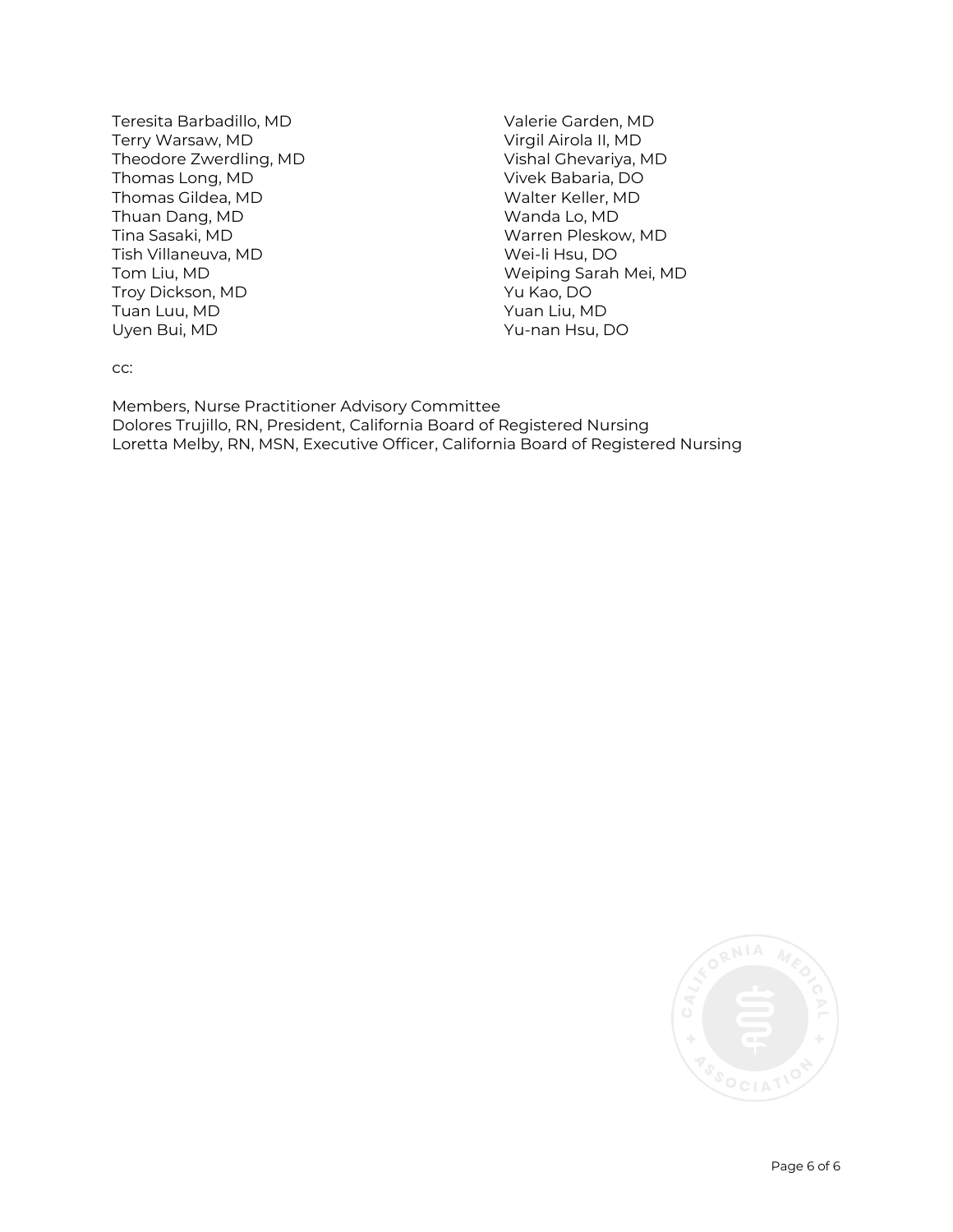Teresita Barbadillo, MD
Terry Warsaw, MD
Theodore Zwerdling, MD
Thomas Long, MD
Thomas Gildea, MD
Thuan Dang, MD
Tina Sasaki, MD
Tish Villaneuva, MD
Tom Liu, MD
Troy Dickson, MD
Tuan Luu, MD
Uyen Bui, MD
Valerie Garden, MD
Virgil Airola II, MD
Vishal Ghevariya, MD
Vivek Babaria, DO
Walter Keller, MD
Wanda Lo, MD
Warren Pleskow, MD
Wei-li Hsu, DO
Weiping Sarah Mei, MD
Yu Kao, DO
Yuan Liu, MD
Yu-nan Hsu, DO

cc:

Members, Nurse Practitioner Advisory Committee
Dolores Trujillo, RN, President, California Board of Registered Nursing
Loretta Melby, RN, MSN, Executive Officer, California Board of Registered Nursing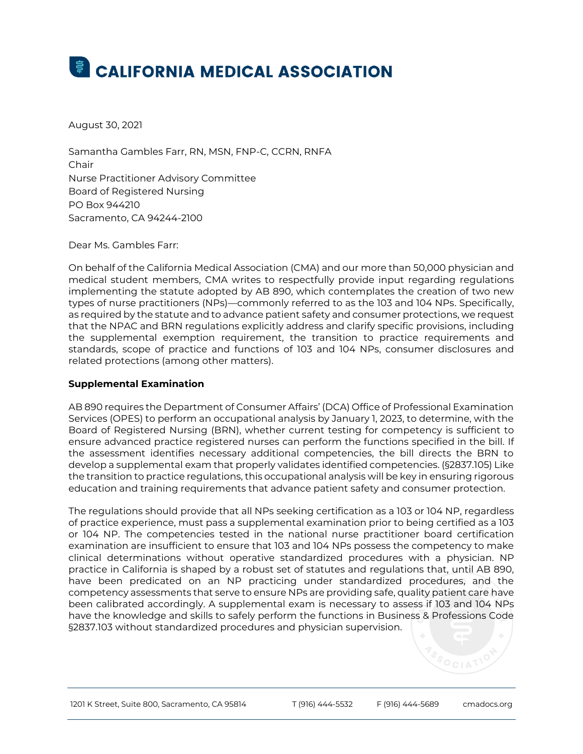# CALIFORNIA MEDICAL ASSOCIATION

August 30, 2021

Samantha Gambles Farr, RN, MSN, FNP-C, CCRN, RNFA
Chair
Nurse Practitioner Advisory Committee
Board of Registered Nursing
PO Box 944210
Sacramento, CA 94244-2100

Dear Ms. Gambles Farr:

On behalf of the California Medical Association (CMA) and our more than 50,000 physician and medical student members, CMA writes to respectfully provide input regarding regulations implementing the statute adopted by AB 890, which contemplates the creation of two new types of nurse practitioners (NPs)—commonly referred to as the 103 and 104 NPs. Specifically, as required by the statute and to advance patient safety and consumer protections, we request that the NPAC and BRN regulations explicitly address and clarify specific provisions, including the supplemental exemption requirement, the transition to practice requirements and standards, scope of practice and functions of 103 and 104 NPs, consumer disclosures and related protections (among other matters).

**Supplemental Examination**

AB 890 requires the Department of Consumer Affairs' (DCA) Office of Professional Examination Services (OPES) to perform an occupational analysis by January 1, 2023, to determine, with the Board of Registered Nursing (BRN), whether current testing for competency is sufficient to ensure advanced practice registered nurses can perform the functions specified in the bill. If the assessment identifies necessary additional competencies, the bill directs the BRN to develop a supplemental exam that properly validates identified competencies. (§2837.105) Like the transition to practice regulations, this occupational analysis will be key in ensuring rigorous education and training requirements that advance patient safety and consumer protection.

The regulations should provide that all NPs seeking certification as a 103 or 104 NP, regardless of practice experience, must pass a supplemental examination prior to being certified as a 103 or 104 NP. The competencies tested in the national nurse practitioner board certification examination are insufficient to ensure that 103 and 104 NPs possess the competency to make clinical determinations without operative standardized procedures with a physician. NP practice in California is shaped by a robust set of statutes and regulations that, until AB 890, have been predicated on an NP practicing under standardized procedures, and the competency assessments that serve to ensure NPs are providing safe, quality patient care have been calibrated accordingly. A supplemental exam is necessary to assess if 103 and 104 NPs have the knowledge and skills to safely perform the functions in Business & Professions Code §2837.103 without standardized procedures and physician supervision.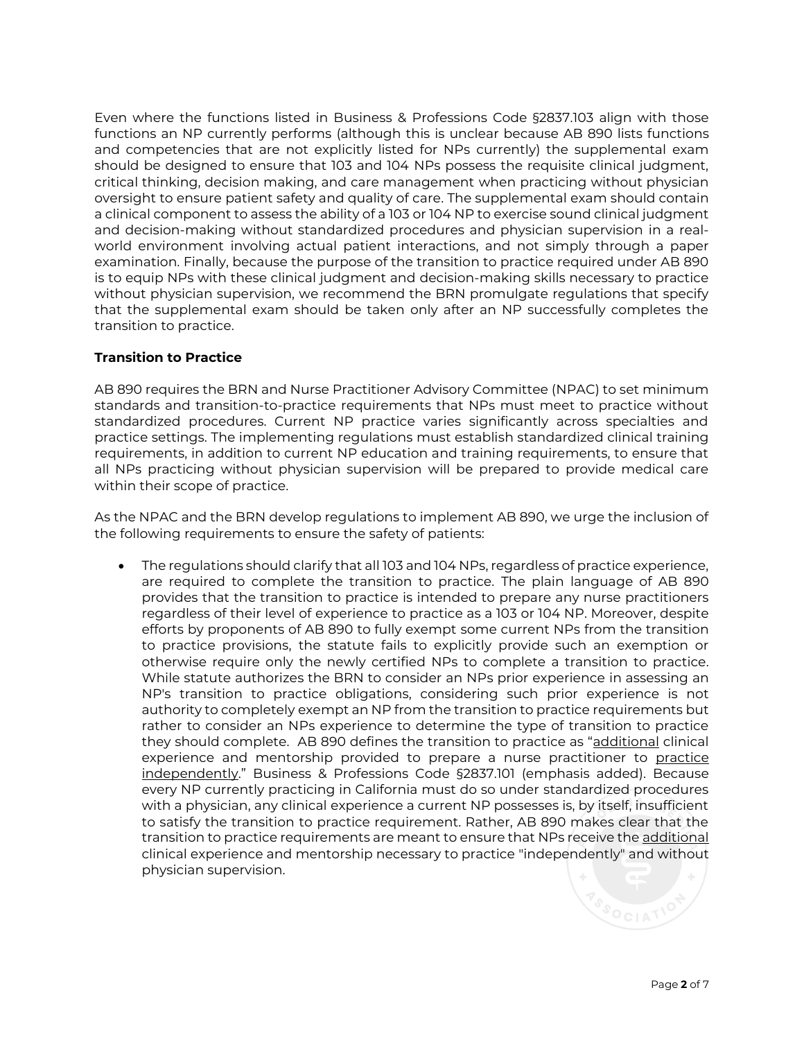Even where the functions listed in Business & Professions Code §2837.103 align with those functions an NP currently performs (although this is unclear because AB 890 lists functions and competencies that are not explicitly listed for NPs currently) the supplemental exam should be designed to ensure that 103 and 104 NPs possess the requisite clinical judgment, critical thinking, decision making, and care management when practicing without physician oversight to ensure patient safety and quality of care. The supplemental exam should contain a clinical component to assess the ability of a 103 or 104 NP to exercise sound clinical judgment and decision-making without standardized procedures and physician supervision in a real-world environment involving actual patient interactions, and not simply through a paper examination. Finally, because the purpose of the transition to practice required under AB 890 is to equip NPs with these clinical judgment and decision-making skills necessary to practice without physician supervision, we recommend the BRN promulgate regulations that specify that the supplemental exam should be taken only after an NP successfully completes the transition to practice.

**Transition to Practice**

AB 890 requires the BRN and Nurse Practitioner Advisory Committee (NPAC) to set minimum standards and transition-to-practice requirements that NPs must meet to practice without standardized procedures. Current NP practice varies significantly across specialties and practice settings. The implementing regulations must establish standardized clinical training requirements, in addition to current NP education and training requirements, to ensure that all NPs practicing without physician supervision will be prepared to provide medical care within their scope of practice.

As the NPAC and the BRN develop regulations to implement AB 890, we urge the inclusion of the following requirements to ensure the safety of patients:

- The regulations should clarify that all 103 and 104 NPs, regardless of practice experience, are required to complete the transition to practice. The plain language of AB 890 provides that the transition to practice is intended to prepare any nurse practitioners regardless of their level of experience to practice as a 103 or 104 NP. Moreover, despite efforts by proponents of AB 890 to fully exempt some current NPs from the transition to practice provisions, the statute fails to explicitly provide such an exemption or otherwise require only the newly certified NPs to complete a transition to practice. While statute authorizes the BRN to consider an NPs prior experience in assessing an NP's transition to practice obligations, considering such prior experience is not authority to completely exempt an NP from the transition to practice requirements but rather to consider an NPs experience to determine the type of transition to practice they should complete. AB 890 defines the transition to practice as "<u>additional</u> clinical experience and mentorship provided to prepare a nurse practitioner to <u>practice independently</u>." Business & Professions Code §2837.101 (emphasis added). Because every NP currently practicing in California must do so under standardized procedures with a physician, any clinical experience a current NP possesses is, by itself, insufficient to satisfy the transition to practice requirement. Rather, AB 890 makes clear that the transition to practice requirements are meant to ensure that NPs receive the <u>additional</u> clinical experience and mentorship necessary to practice "independently" and without physician supervision.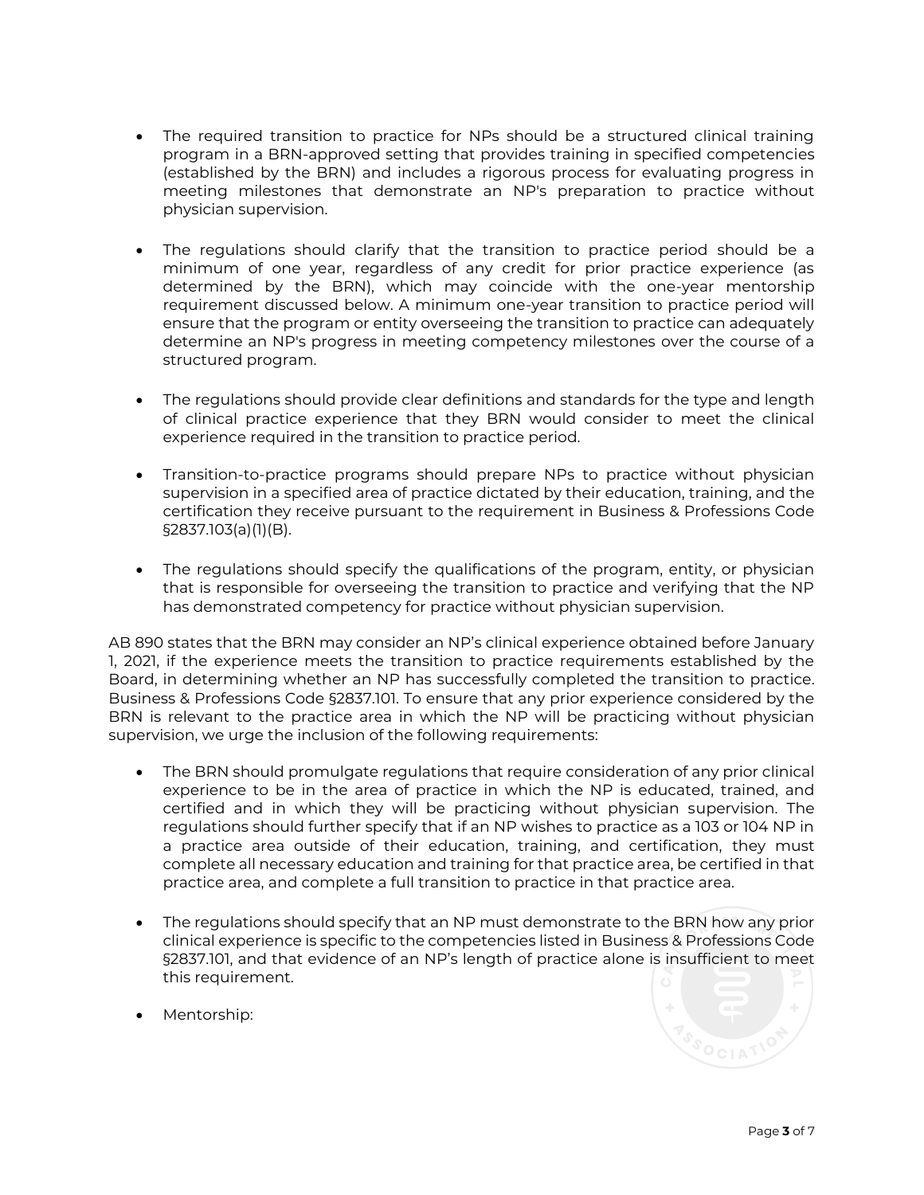- The required transition to practice for NPs should be a structured clinical training program in a BRN-approved setting that provides training in specified competencies (established by the BRN) and includes a rigorous process for evaluating progress in meeting milestones that demonstrate an NP's preparation to practice without physician supervision.

- The regulations should clarify that the transition to practice period should be a minimum of one year, regardless of any credit for prior practice experience (as determined by the BRN), which may coincide with the one-year mentorship requirement discussed below. A minimum one-year transition to practice period will ensure that the program or entity overseeing the transition to practice can adequately determine an NP's progress in meeting competency milestones over the course of a structured program.

- The regulations should provide clear definitions and standards for the type and length of clinical practice experience that they BRN would consider to meet the clinical experience required in the transition to practice period.

- Transition-to-practice programs should prepare NPs to practice without physician supervision in a specified area of practice dictated by their education, training, and the certification they receive pursuant to the requirement in Business & Professions Code §2837.103(a)(1)(B).

- The regulations should specify the qualifications of the program, entity, or physician that is responsible for overseeing the transition to practice and verifying that the NP has demonstrated competency for practice without physician supervision.

AB 890 states that the BRN may consider an NP's clinical experience obtained before January 1, 2021, if the experience meets the transition to practice requirements established by the Board, in determining whether an NP has successfully completed the transition to practice. Business & Professions Code §2837.101. To ensure that any prior experience considered by the BRN is relevant to the practice area in which the NP will be practicing without physician supervision, we urge the inclusion of the following requirements:

- The BRN should promulgate regulations that require consideration of any prior clinical experience to be in the area of practice in which the NP is educated, trained, and certified and in which they will be practicing without physician supervision. The regulations should further specify that if an NP wishes to practice as a 103 or 104 NP in a practice area outside of their education, training, and certification, they must complete all necessary education and training for that practice area, be certified in that practice area, and complete a full transition to practice in that practice area.

- The regulations should specify that an NP must demonstrate to the BRN how any prior clinical experience is specific to the competencies listed in Business & Professions Code §2837.101, and that evidence of an NP's length of practice alone is insufficient to meet this requirement.

- Mentorship: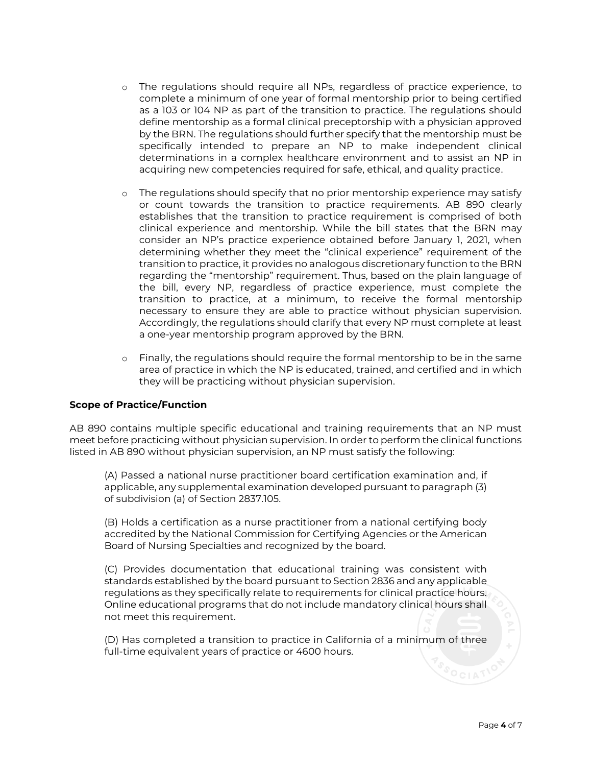- The regulations should require all NPs, regardless of practice experience, to complete a minimum of one year of formal mentorship prior to being certified as a 103 or 104 NP as part of the transition to practice. The regulations should define mentorship as a formal clinical preceptorship with a physician approved by the BRN. The regulations should further specify that the mentorship must be specifically intended to prepare an NP to make independent clinical determinations in a complex healthcare environment and to assist an NP in acquiring new competencies required for safe, ethical, and quality practice.

- The regulations should specify that no prior mentorship experience may satisfy or count towards the transition to practice requirements. AB 890 clearly establishes that the transition to practice requirement is comprised of both clinical experience and mentorship. While the bill states that the BRN may consider an NP's practice experience obtained before January 1, 2021, when determining whether they meet the "clinical experience" requirement of the transition to practice, it provides no analogous discretionary function to the BRN regarding the "mentorship" requirement. Thus, based on the plain language of the bill, every NP, regardless of practice experience, must complete the transition to practice, at a minimum, to receive the formal mentorship necessary to ensure they are able to practice without physician supervision. Accordingly, the regulations should clarify that every NP must complete at least a one-year mentorship program approved by the BRN.

- Finally, the regulations should require the formal mentorship to be in the same area of practice in which the NP is educated, trained, and certified and in which they will be practicing without physician supervision.

**Scope of Practice/Function**

AB 890 contains multiple specific educational and training requirements that an NP must meet before practicing without physician supervision. In order to perform the clinical functions listed in AB 890 without physician supervision, an NP must satisfy the following:

> (A) Passed a national nurse practitioner board certification examination and, if applicable, any supplemental examination developed pursuant to paragraph (3) of subdivision (a) of Section 2837.105.
>
> (B) Holds a certification as a nurse practitioner from a national certifying body accredited by the National Commission for Certifying Agencies or the American Board of Nursing Specialties and recognized by the board.
>
> (C) Provides documentation that educational training was consistent with standards established by the board pursuant to Section 2836 and any applicable regulations as they specifically relate to requirements for clinical practice hours. Online educational programs that do not include mandatory clinical hours shall not meet this requirement.
>
> (D) Has completed a transition to practice in California of a minimum of three full-time equivalent years of practice or 4600 hours.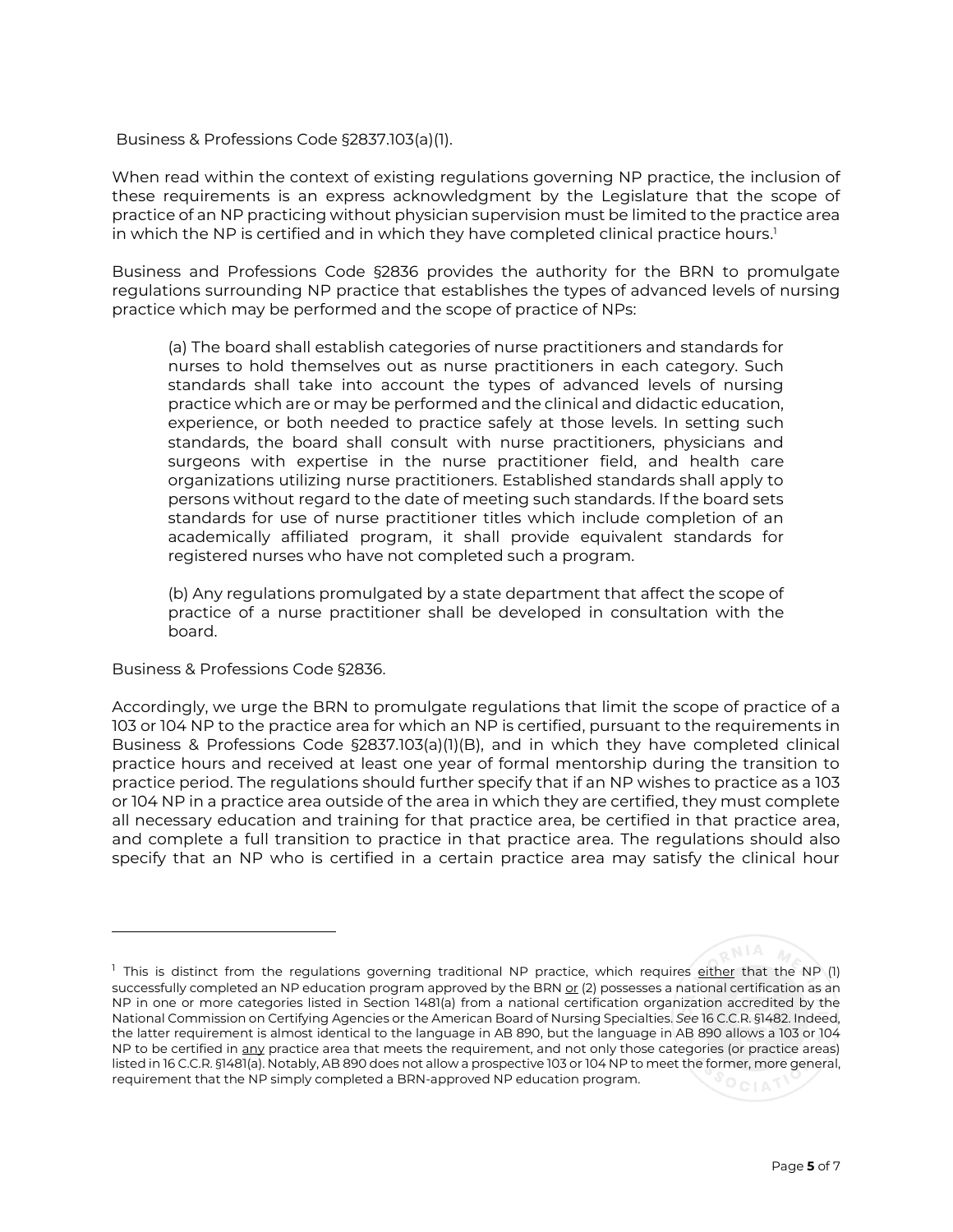Business & Professions Code §2837.103(a)(1).

When read within the context of existing regulations governing NP practice, the inclusion of these requirements is an express acknowledgment by the Legislature that the scope of practice of an NP practicing without physician supervision must be limited to the practice area in which the NP is certified and in which they have completed clinical practice hours.[1]

Business and Professions Code §2836 provides the authority for the BRN to promulgate regulations surrounding NP practice that establishes the types of advanced levels of nursing practice which may be performed and the scope of practice of NPs:

> (a) The board shall establish categories of nurse practitioners and standards for nurses to hold themselves out as nurse practitioners in each category. Such standards shall take into account the types of advanced levels of nursing practice which are or may be performed and the clinical and didactic education, experience, or both needed to practice safely at those levels. In setting such standards, the board shall consult with nurse practitioners, physicians and surgeons with expertise in the nurse practitioner field, and health care organizations utilizing nurse practitioners. Established standards shall apply to persons without regard to the date of meeting such standards. If the board sets standards for use of nurse practitioner titles which include completion of an academically affiliated program, it shall provide equivalent standards for registered nurses who have not completed such a program.
>
> (b) Any regulations promulgated by a state department that affect the scope of practice of a nurse practitioner shall be developed in consultation with the board.

Business & Professions Code §2836.

Accordingly, we urge the BRN to promulgate regulations that limit the scope of practice of a 103 or 104 NP to the practice area for which an NP is certified, pursuant to the requirements in Business & Professions Code §2837.103(a)(1)(B), and in which they have completed clinical practice hours and received at least one year of formal mentorship during the transition to practice period. The regulations should further specify that if an NP wishes to practice as a 103 or 104 NP in a practice area outside of the area in which they are certified, they must complete all necessary education and training for that practice area, be certified in that practice area, and complete a full transition to practice in that practice area. The regulations should also specify that an NP who is certified in a certain practice area may satisfy the clinical hour

---

[1] This is distinct from the regulations governing traditional NP practice, which requires either that the NP (1) successfully completed an NP education program approved by the BRN or (2) possesses a national certification as an NP in one or more categories listed in Section 1481(a) from a national certification organization accredited by the National Commission on Certifying Agencies or the American Board of Nursing Specialties. *See* 16 C.C.R. §1482. Indeed, the latter requirement is almost identical to the language in AB 890, but the language in AB 890 allows a 103 or 104 NP to be certified in any practice area that meets the requirement, and not only those categories (or practice areas) listed in 16 C.C.R. §1481(a). Notably, AB 890 does not allow a prospective 103 or 104 NP to meet the former, more general, requirement that the NP simply completed a BRN-approved NP education program.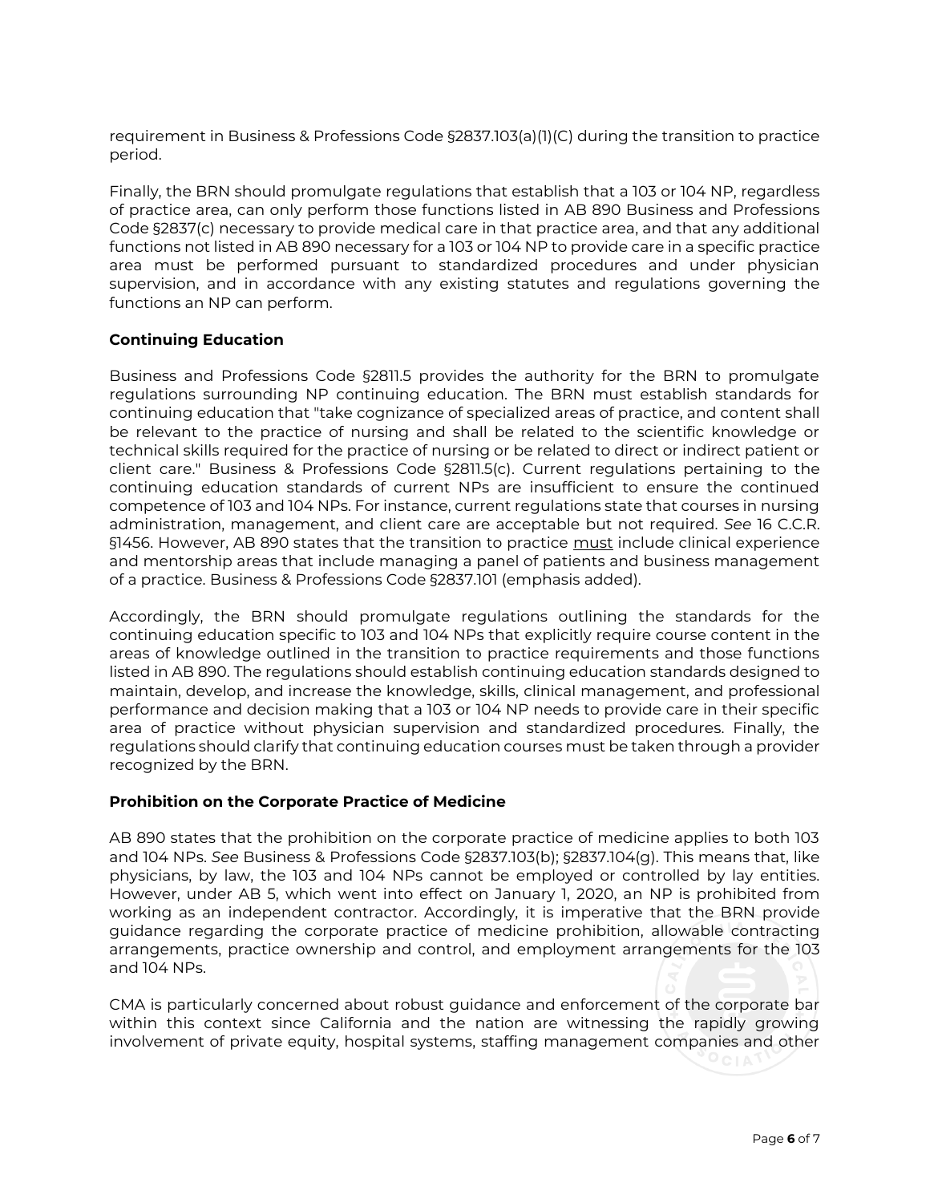requirement in Business & Professions Code §2837.103(a)(1)(C) during the transition to practice period.

Finally, the BRN should promulgate regulations that establish that a 103 or 104 NP, regardless of practice area, can only perform those functions listed in AB 890 Business and Professions Code §2837(c) necessary to provide medical care in that practice area, and that any additional functions not listed in AB 890 necessary for a 103 or 104 NP to provide care in a specific practice area must be performed pursuant to standardized procedures and under physician supervision, and in accordance with any existing statutes and regulations governing the functions an NP can perform.

**Continuing Education**

Business and Professions Code §2811.5 provides the authority for the BRN to promulgate regulations surrounding NP continuing education. The BRN must establish standards for continuing education that "take cognizance of specialized areas of practice, and content shall be relevant to the practice of nursing and shall be related to the scientific knowledge or technical skills required for the practice of nursing or be related to direct or indirect patient or client care." Business & Professions Code §2811.5(c). Current regulations pertaining to the continuing education standards of current NPs are insufficient to ensure the continued competence of 103 and 104 NPs. For instance, current regulations state that courses in nursing administration, management, and client care are acceptable but not required. *See* 16 C.C.R. §1456. However, AB 890 states that the transition to practice must include clinical experience and mentorship areas that include managing a panel of patients and business management of a practice. Business & Professions Code §2837.101 (emphasis added).

Accordingly, the BRN should promulgate regulations outlining the standards for the continuing education specific to 103 and 104 NPs that explicitly require course content in the areas of knowledge outlined in the transition to practice requirements and those functions listed in AB 890. The regulations should establish continuing education standards designed to maintain, develop, and increase the knowledge, skills, clinical management, and professional performance and decision making that a 103 or 104 NP needs to provide care in their specific area of practice without physician supervision and standardized procedures. Finally, the regulations should clarify that continuing education courses must be taken through a provider recognized by the BRN.

**Prohibition on the Corporate Practice of Medicine**

AB 890 states that the prohibition on the corporate practice of medicine applies to both 103 and 104 NPs. *See* Business & Professions Code §2837.103(b); §2837.104(g). This means that, like physicians, by law, the 103 and 104 NPs cannot be employed or controlled by lay entities. However, under AB 5, which went into effect on January 1, 2020, an NP is prohibited from working as an independent contractor. Accordingly, it is imperative that the BRN provide guidance regarding the corporate practice of medicine prohibition, allowable contracting arrangements, practice ownership and control, and employment arrangements for the 103 and 104 NPs.

CMA is particularly concerned about robust guidance and enforcement of the corporate bar within this context since California and the nation are witnessing the rapidly growing involvement of private equity, hospital systems, staffing management companies and other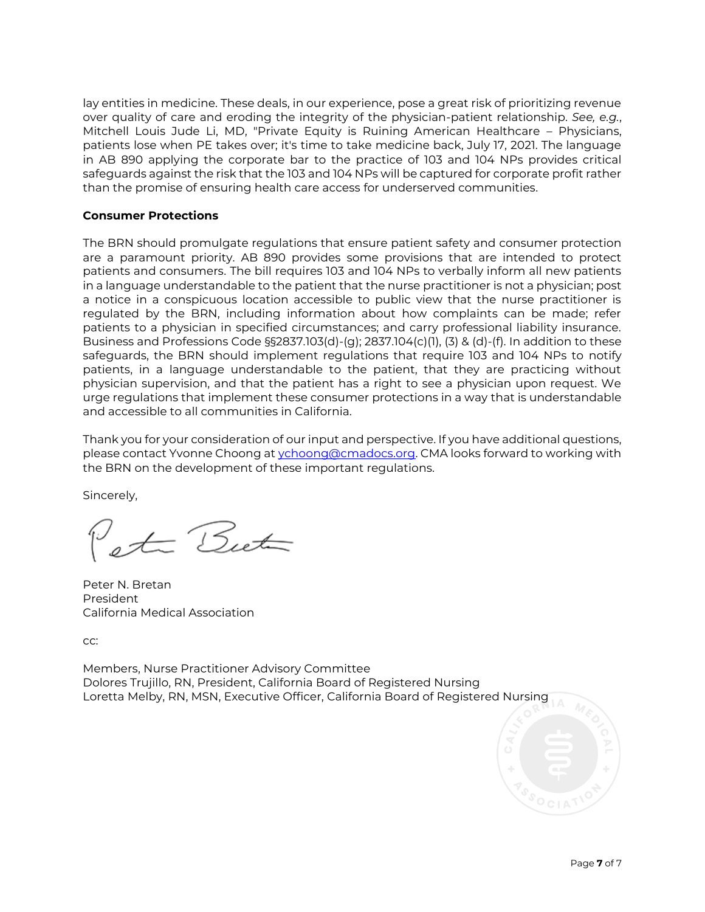lay entities in medicine. These deals, in our experience, pose a great risk of prioritizing revenue over quality of care and eroding the integrity of the physician-patient relationship. *See, e.g.*, Mitchell Louis Jude Li, MD, "Private Equity is Ruining American Healthcare – Physicians, patients lose when PE takes over; it's time to take medicine back, July 17, 2021. The language in AB 890 applying the corporate bar to the practice of 103 and 104 NPs provides critical safeguards against the risk that the 103 and 104 NPs will be captured for corporate profit rather than the promise of ensuring health care access for underserved communities.

**Consumer Protections**

The BRN should promulgate regulations that ensure patient safety and consumer protection are a paramount priority. AB 890 provides some provisions that are intended to protect patients and consumers. The bill requires 103 and 104 NPs to verbally inform all new patients in a language understandable to the patient that the nurse practitioner is not a physician; post a notice in a conspicuous location accessible to public view that the nurse practitioner is regulated by the BRN, including information about how complaints can be made; refer patients to a physician in specified circumstances; and carry professional liability insurance. Business and Professions Code §§2837.103(d)-(g); 2837.104(c)(1), (3) & (d)-(f). In addition to these safeguards, the BRN should implement regulations that require 103 and 104 NPs to notify patients, in a language understandable to the patient, that they are practicing without physician supervision, and that the patient has a right to see a physician upon request. We urge regulations that implement these consumer protections in a way that is understandable and accessible to all communities in California.

Thank you for your consideration of our input and perspective. If you have additional questions, please contact Yvonne Choong at ychoong@cmadocs.org. CMA looks forward to working with the BRN on the development of these important regulations.

Sincerely,

Peter N. Bretan
President
California Medical Association

cc:

Members, Nurse Practitioner Advisory Committee
Dolores Trujillo, RN, President, California Board of Registered Nursing
Loretta Melby, RN, MSN, Executive Officer, California Board of Registered Nursing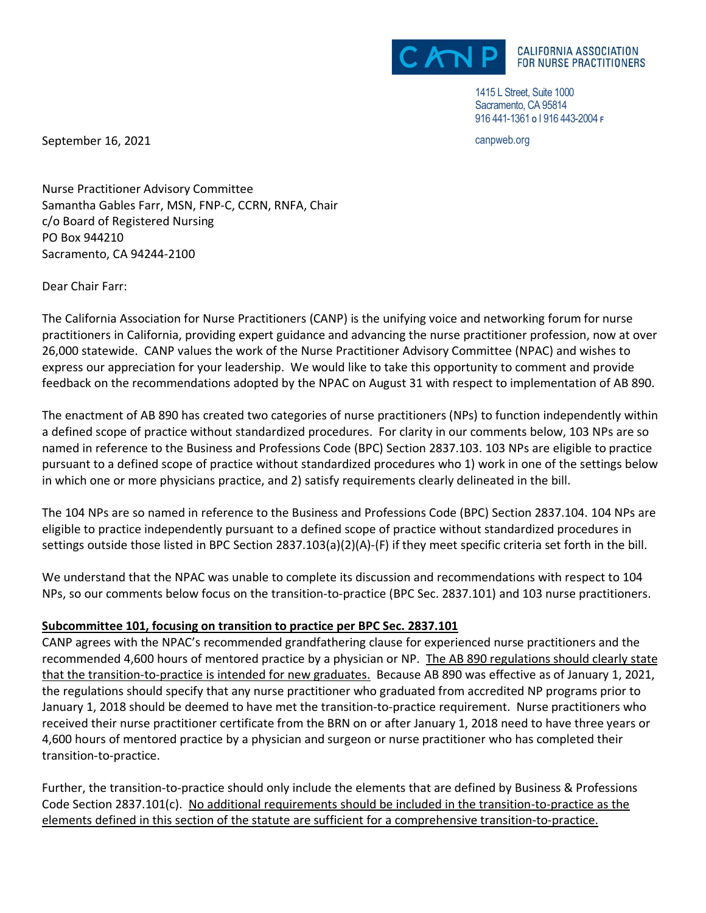CANP CALIFORNIA ASSOCIATION FOR NURSE PRACTITIONERS

1415 L Street, Suite 1000
Sacramento, CA 95814
916 441-1361 o | 916 443-2004 F

canpweb.org

September 16, 2021

Nurse Practitioner Advisory Committee
Samantha Gables Farr, MSN, FNP-C, CCRN, RNFA, Chair
c/o Board of Registered Nursing
PO Box 944210
Sacramento, CA 94244-2100

Dear Chair Farr:

The California Association for Nurse Practitioners (CANP) is the unifying voice and networking forum for nurse practitioners in California, providing expert guidance and advancing the nurse practitioner profession, now at over 26,000 statewide. CANP values the work of the Nurse Practitioner Advisory Committee (NPAC) and wishes to express our appreciation for your leadership. We would like to take this opportunity to comment and provide feedback on the recommendations adopted by the NPAC on August 31 with respect to implementation of AB 890.

The enactment of AB 890 has created two categories of nurse practitioners (NPs) to function independently within a defined scope of practice without standardized procedures. For clarity in our comments below, 103 NPs are so named in reference to the Business and Professions Code (BPC) Section 2837.103. 103 NPs are eligible to practice pursuant to a defined scope of practice without standardized procedures who 1) work in one of the settings below in which one or more physicians practice, and 2) satisfy requirements clearly delineated in the bill.

The 104 NPs are so named in reference to the Business and Professions Code (BPC) Section 2837.104. 104 NPs are eligible to practice independently pursuant to a defined scope of practice without standardized procedures in settings outside those listed in BPC Section 2837.103(a)(2)(A)-(F) if they meet specific criteria set forth in the bill.

We understand that the NPAC was unable to complete its discussion and recommendations with respect to 104 NPs, so our comments below focus on the transition-to-practice (BPC Sec. 2837.101) and 103 nurse practitioners.

**Subcommittee 101, focusing on transition to practice per BPC Sec. 2837.101**

CANP agrees with the NPAC's recommended grandfathering clause for experienced nurse practitioners and the recommended 4,600 hours of mentored practice by a physician or NP. The AB 890 regulations should clearly state that the transition-to-practice is intended for new graduates. Because AB 890 was effective as of January 1, 2021, the regulations should specify that any nurse practitioner who graduated from accredited NP programs prior to January 1, 2018 should be deemed to have met the transition-to-practice requirement. Nurse practitioners who received their nurse practitioner certificate from the BRN on or after January 1, 2018 need to have three years or 4,600 hours of mentored practice by a physician and surgeon or nurse practitioner who has completed their transition-to-practice.

Further, the transition-to-practice should only include the elements that are defined by Business & Professions Code Section 2837.101(c). No additional requirements should be included in the transition-to-practice as the elements defined in this section of the statute are sufficient for a comprehensive transition-to-practice.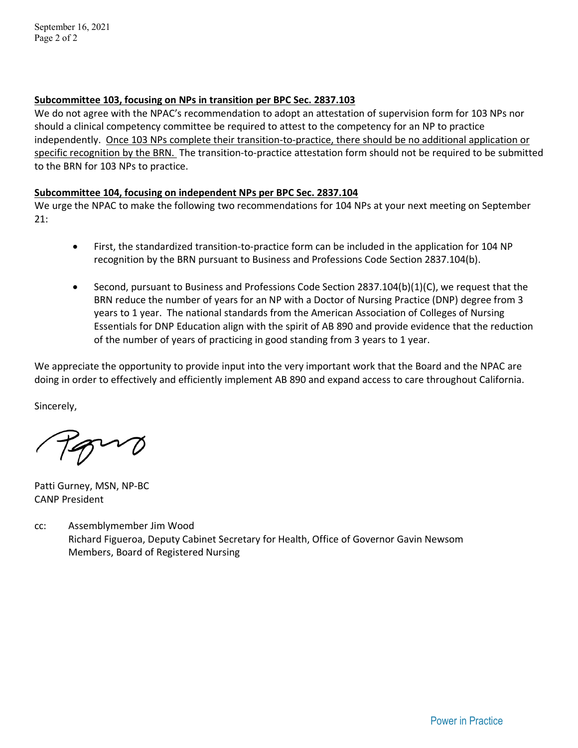**<u>Subcommittee 103, focusing on NPs in transition per BPC Sec. 2837.103</u>**

We do not agree with the NPAC's recommendation to adopt an attestation of supervision form for 103 NPs nor should a clinical competency committee be required to attest to the competency for an NP to practice independently. <u>Once 103 NPs complete their transition-to-practice, there should be no additional application or specific recognition by the BRN.</u> The transition-to-practice attestation form should not be required to be submitted to the BRN for 103 NPs to practice.

**<u>Subcommittee 104, focusing on independent NPs per BPC Sec. 2837.104</u>**

We urge the NPAC to make the following two recommendations for 104 NPs at your next meeting on September 21:

- First, the standardized transition-to-practice form can be included in the application for 104 NP recognition by the BRN pursuant to Business and Professions Code Section 2837.104(b).

- Second, pursuant to Business and Professions Code Section 2837.104(b)(1)(C), we request that the BRN reduce the number of years for an NP with a Doctor of Nursing Practice (DNP) degree from 3 years to 1 year. The national standards from the American Association of Colleges of Nursing Essentials for DNP Education align with the spirit of AB 890 and provide evidence that the reduction of the number of years of practicing in good standing from 3 years to 1 year.

We appreciate the opportunity to provide input into the very important work that the Board and the NPAC are doing in order to effectively and efficiently implement AB 890 and expand access to care throughout California.

Sincerely,

Patti Gurney, MSN, NP-BC
CANP President

cc: Assemblymember Jim Wood
Richard Figueroa, Deputy Cabinet Secretary for Health, Office of Governor Gavin Newsom
Members, Board of Registered Nursing

Power in Practice